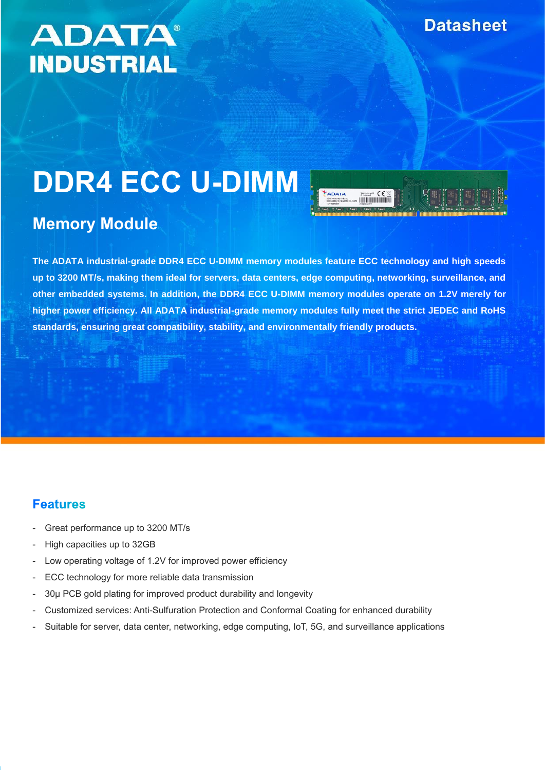ADATA® INDUSTRIAL

Datasheet

# DDR4 ECC U-DIMM

## Memory Module

**The ADATA industrial-grade DDR4 ECC U-DIMM memory modules feature ECC technology and high speeds up to 3200 MT/s, making them ideal for servers, data centers, edge computing, networking, surveillance, and other embedded systems. In addition, the DDR4 ECC U-DIMM memory modules operate on 1.2V merely for higher power efficiency. All ADATA industrial-grade memory modules fully meet the strict JEDEC and RoHS standards, ensuring great compatibility, stability, and environmentally friendly products.**

## Features

- Great performance up to 3200 MT/s
- High capacities up to 32GB
- Low operating voltage of 1.2V for improved power efficiency
- ECC technology for more reliable data transmission
- 30μ PCB gold plating for improved product durability and longevity
- Customized services: Anti-Sulfuration Protection and Conformal Coating for enhanced durability
- Suitable for server, data center, networking, edge computing, IoT, 5G, and surveillance applications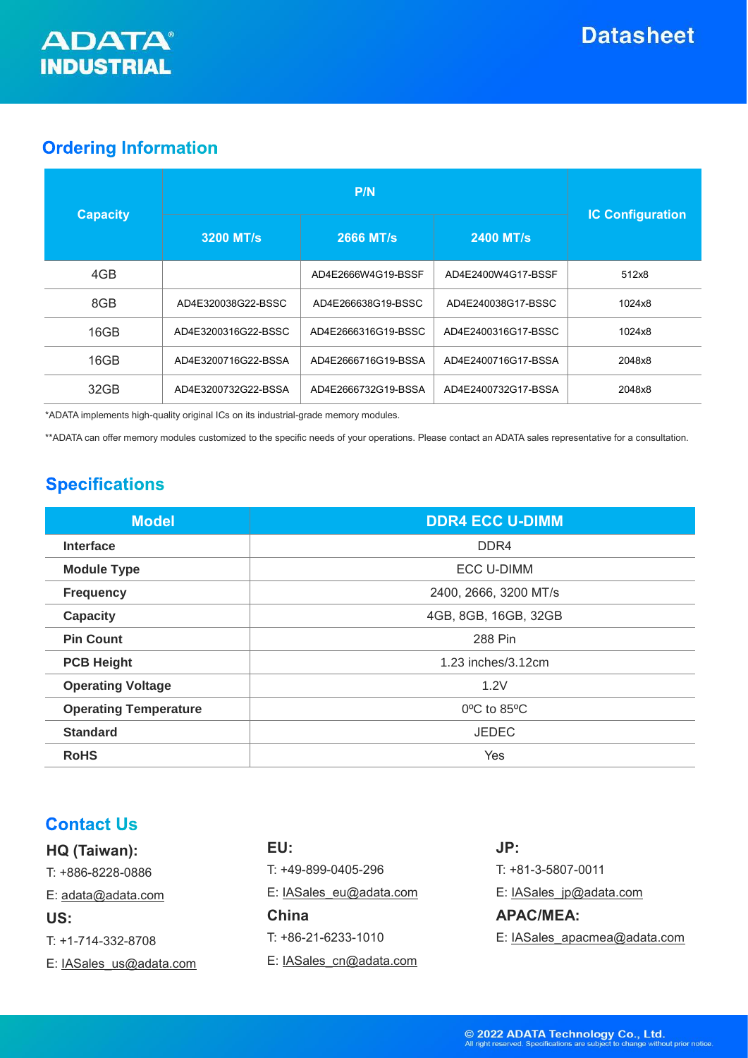## Ordering Information

| Capacity | P/N | | | IC Configuration |
|---|---|---|---|---|
| | 3200 MT/s | 2666 MT/s | 2400 MT/s | |
| 4GB | | AD4E2666W4G19-BSSF | AD4E2400W4G17-BSSF | 512x8 |
| 8GB | AD4E320038G22-BSSC | AD4E266638G19-BSSC | AD4E240038G17-BSSC | 1024x8 |
| 16GB | AD4E3200316G22-BSSC | AD4E2666316G19-BSSC | AD4E2400316G17-BSSC | 1024x8 |
| 16GB | AD4E3200716G22-BSSA | AD4E2666716G19-BSSA | AD4E2400716G17-BSSA | 2048x8 |
| 32GB | AD4E3200732G22-BSSA | AD4E2666732G19-BSSA | AD4E2400732G17-BSSA | 2048x8 |

*ADATA implements high-quality original ICs on its industrial-grade memory modules.

**ADATA can offer memory modules customized to the specific needs of your operations. Please contact an ADATA sales representative for a consultation.

## Specifications

| Model | DDR4 ECC U-DIMM |
|---|---|
| **Interface** | DDR4 |
| **Module Type** | ECC U-DIMM |
| **Frequency** | 2400, 2666, 3200 MT/s |
| **Capacity** | 4GB, 8GB, 16GB, 32GB |
| **Pin Count** | 288 Pin |
| **PCB Height** | 1.23 inches/3.12cm |
| **Operating Voltage** | 1.2V |
| **Operating Temperature** | 0ºC to 85ºC |
| **Standard** | JEDEC |
| **RoHS** | Yes |

## Contact Us

**HQ (Taiwan):**

T: +886-8228-0886

E: adata@adata.com

**US:**

T: +1-714-332-8708

E: IASales_us@adata.com

**EU:**

T: +49-899-0405-296

E: IASales_eu@adata.com

**China**

T: +86-21-6233-1010

E: IASales_cn@adata.com

**JP:**

T: +81-3-5807-0011

E: IASales_jp@adata.com

**APAC/MEA:**

E: IASales_apacmea@adata.com

© 2022 ADATA Technology Co., Ltd.
All right reserved. Specifications are subject to change without prior notice.